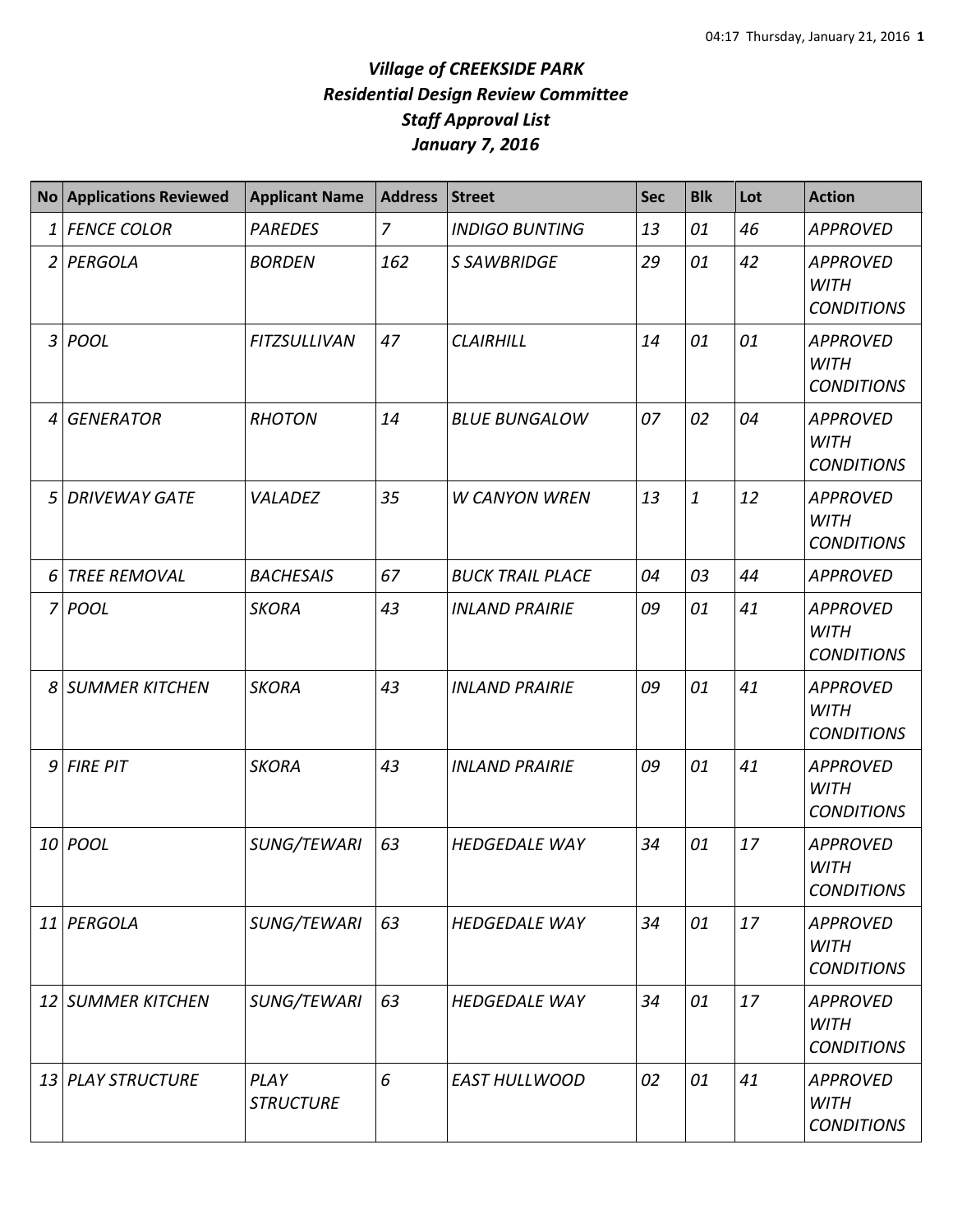# *Village of CREEKSIDE PARK*
## *Residential Design Review Committee*
## *Staff Approval List*
## *January 7, 2016*

| No | Applications Reviewed | Applicant Name | Address | Street | Sec | Blk | Lot | Action |
|---|---|---|---|---|---|---|---|---|
| 1 | *FENCE COLOR* | *PAREDES* | *7* | *INDIGO BUNTING* | *13* | *01* | *46* | *APPROVED* |
| 2 | *PERGOLA* | *BORDEN* | *162* | *S SAWBRIDGE* | *29* | *01* | *42* | *APPROVED WITH CONDITIONS* |
| 3 | *POOL* | *FITZSULLIVAN* | *47* | *CLAIRHILL* | *14* | *01* | *01* | *APPROVED WITH CONDITIONS* |
| 4 | *GENERATOR* | *RHOTON* | *14* | *BLUE BUNGALOW* | *07* | *02* | *04* | *APPROVED WITH CONDITIONS* |
| 5 | *DRIVEWAY GATE* | *VALADEZ* | *35* | *W CANYON WREN* | *13* | *1* | *12* | *APPROVED WITH CONDITIONS* |
| 6 | *TREE REMOVAL* | *BACHESAIS* | *67* | *BUCK TRAIL PLACE* | *04* | *03* | *44* | *APPROVED* |
| 7 | *POOL* | *SKORA* | *43* | *INLAND PRAIRIE* | *09* | *01* | *41* | *APPROVED WITH CONDITIONS* |
| 8 | *SUMMER KITCHEN* | *SKORA* | *43* | *INLAND PRAIRIE* | *09* | *01* | *41* | *APPROVED WITH CONDITIONS* |
| 9 | *FIRE PIT* | *SKORA* | *43* | *INLAND PRAIRIE* | *09* | *01* | *41* | *APPROVED WITH CONDITIONS* |
| 10 | *POOL* | *SUNG/TEWARI* | *63* | *HEDGEDALE WAY* | *34* | *01* | *17* | *APPROVED WITH CONDITIONS* |
| 11 | *PERGOLA* | *SUNG/TEWARI* | *63* | *HEDGEDALE WAY* | *34* | *01* | *17* | *APPROVED WITH CONDITIONS* |
| 12 | *SUMMER KITCHEN* | *SUNG/TEWARI* | *63* | *HEDGEDALE WAY* | *34* | *01* | *17* | *APPROVED WITH CONDITIONS* |
| 13 | *PLAY STRUCTURE* | *PLAY STRUCTURE* | *6* | *EAST HULLWOOD* | *02* | *01* | *41* | *APPROVED WITH CONDITIONS* |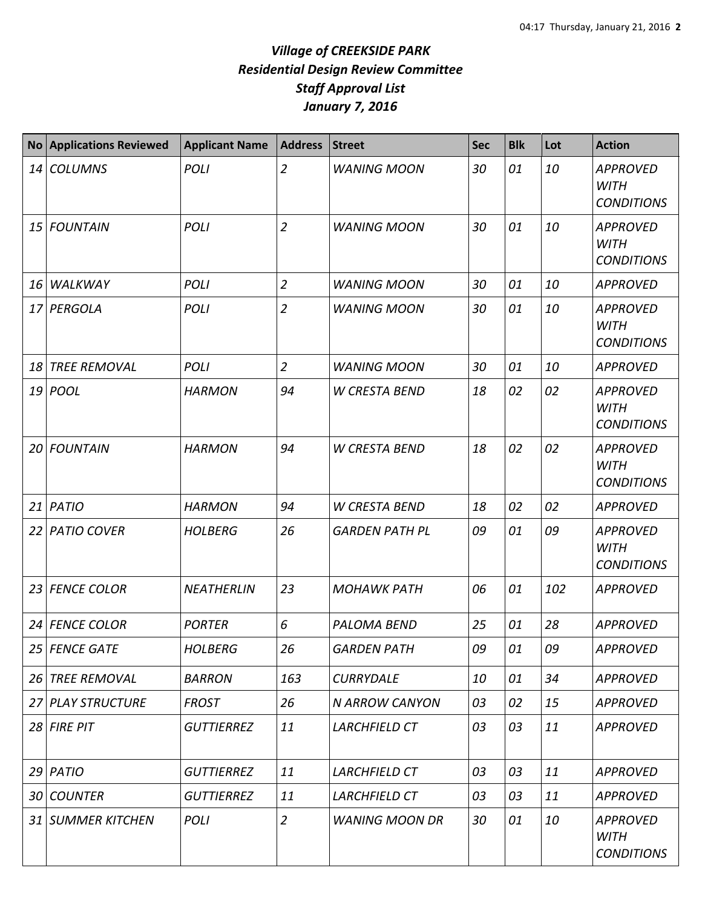# *Village of CREEKSIDE PARK*
## *Residential Design Review Committee*
## *Staff Approval List*
## *January 7, 2016*

| No | Applications Reviewed | Applicant Name | Address | Street | Sec | Blk | Lot | Action |
|---|---|---|---|---|---|---|---|---|
| 14 | COLUMNS | POLI | 2 | WANING MOON | 30 | 01 | 10 | APPROVED WITH CONDITIONS |
| 15 | FOUNTAIN | POLI | 2 | WANING MOON | 30 | 01 | 10 | APPROVED WITH CONDITIONS |
| 16 | WALKWAY | POLI | 2 | WANING MOON | 30 | 01 | 10 | APPROVED |
| 17 | PERGOLA | POLI | 2 | WANING MOON | 30 | 01 | 10 | APPROVED WITH CONDITIONS |
| 18 | TREE REMOVAL | POLI | 2 | WANING MOON | 30 | 01 | 10 | APPROVED |
| 19 | POOL | HARMON | 94 | W CRESTA BEND | 18 | 02 | 02 | APPROVED WITH CONDITIONS |
| 20 | FOUNTAIN | HARMON | 94 | W CRESTA BEND | 18 | 02 | 02 | APPROVED WITH CONDITIONS |
| 21 | PATIO | HARMON | 94 | W CRESTA BEND | 18 | 02 | 02 | APPROVED |
| 22 | PATIO COVER | HOLBERG | 26 | GARDEN PATH PL | 09 | 01 | 09 | APPROVED WITH CONDITIONS |
| 23 | FENCE COLOR | NEATHERLIN | 23 | MOHAWK PATH | 06 | 01 | 102 | APPROVED |
| 24 | FENCE COLOR | PORTER | 6 | PALOMA BEND | 25 | 01 | 28 | APPROVED |
| 25 | FENCE GATE | HOLBERG | 26 | GARDEN PATH | 09 | 01 | 09 | APPROVED |
| 26 | TREE REMOVAL | BARRON | 163 | CURRYDALE | 10 | 01 | 34 | APPROVED |
| 27 | PLAY STRUCTURE | FROST | 26 | N ARROW CANYON | 03 | 02 | 15 | APPROVED |
| 28 | FIRE PIT | GUTTIERREZ | 11 | LARCHFIELD CT | 03 | 03 | 11 | APPROVED |
| 29 | PATIO | GUTTIERREZ | 11 | LARCHFIELD CT | 03 | 03 | 11 | APPROVED |
| 30 | COUNTER | GUTTIERREZ | 11 | LARCHFIELD CT | 03 | 03 | 11 | APPROVED |
| 31 | SUMMER KITCHEN | POLI | 2 | WANING MOON DR | 30 | 01 | 10 | APPROVED WITH CONDITIONS |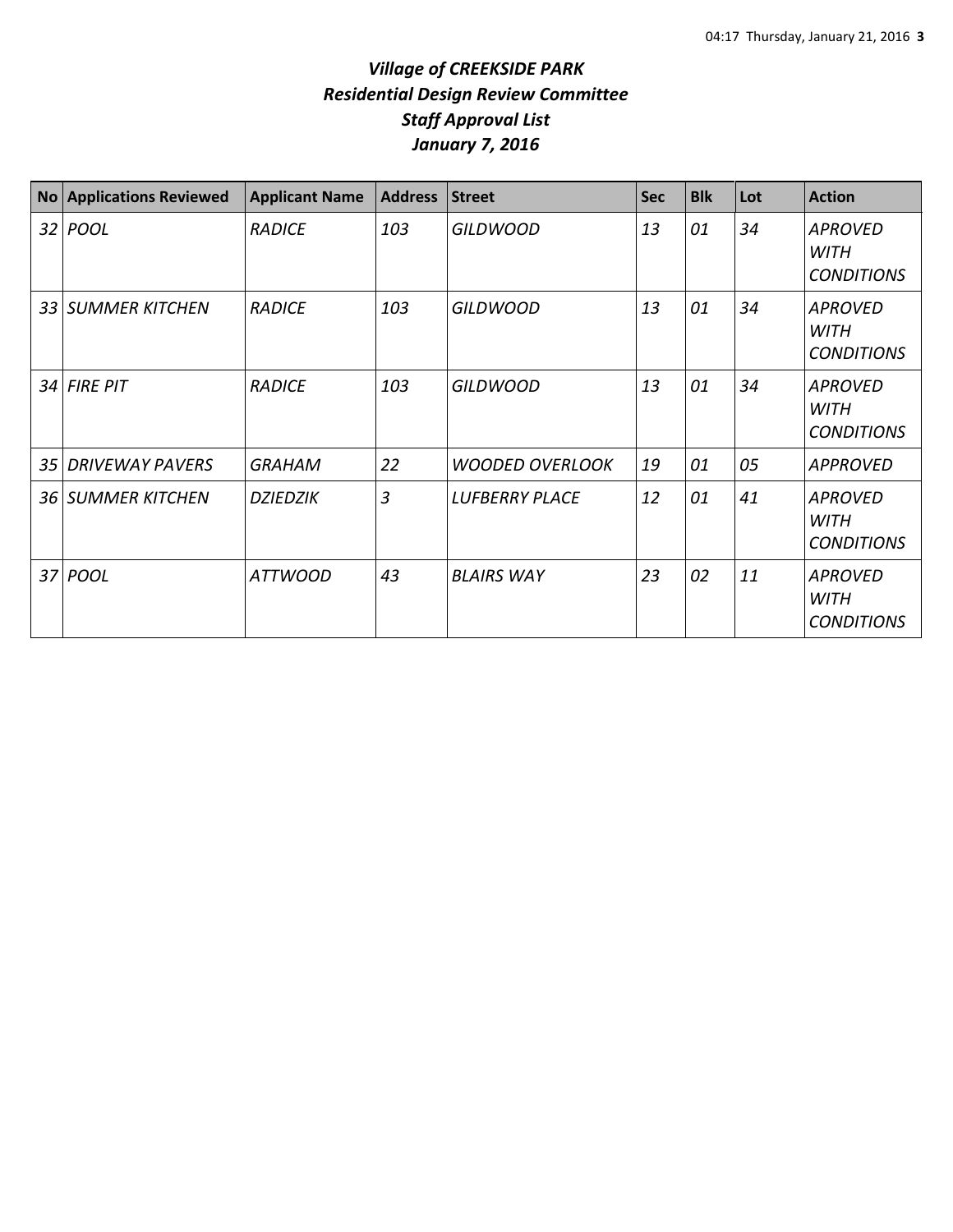# *Village of CREEKSIDE PARK*
## *Residential Design Review Committee*
## *Staff Approval List*
## *January 7, 2016*

| No | Applications Reviewed | Applicant Name | Address | Street | Sec | Blk | Lot | Action |
|---|---|---|---|---|---|---|---|---|
| *32* | *POOL* | *RADICE* | *103* | *GILDWOOD* | *13* | *01* | *34* | *APROVED WITH CONDITIONS* |
| *33* | *SUMMER KITCHEN* | *RADICE* | *103* | *GILDWOOD* | *13* | *01* | *34* | *APROVED WITH CONDITIONS* |
| *34* | *FIRE PIT* | *RADICE* | *103* | *GILDWOOD* | *13* | *01* | *34* | *APROVED WITH CONDITIONS* |
| *35* | *DRIVEWAY PAVERS* | *GRAHAM* | *22* | *WOODED OVERLOOK* | *19* | *01* | *05* | *APPROVED* |
| *36* | *SUMMER KITCHEN* | *DZIEDZIK* | *3* | *LUFBERRY PLACE* | *12* | *01* | *41* | *APROVED WITH CONDITIONS* |
| *37* | *POOL* | *ATTWOOD* | *43* | *BLAIRS WAY* | *23* | *02* | *11* | *APROVED WITH CONDITIONS* |